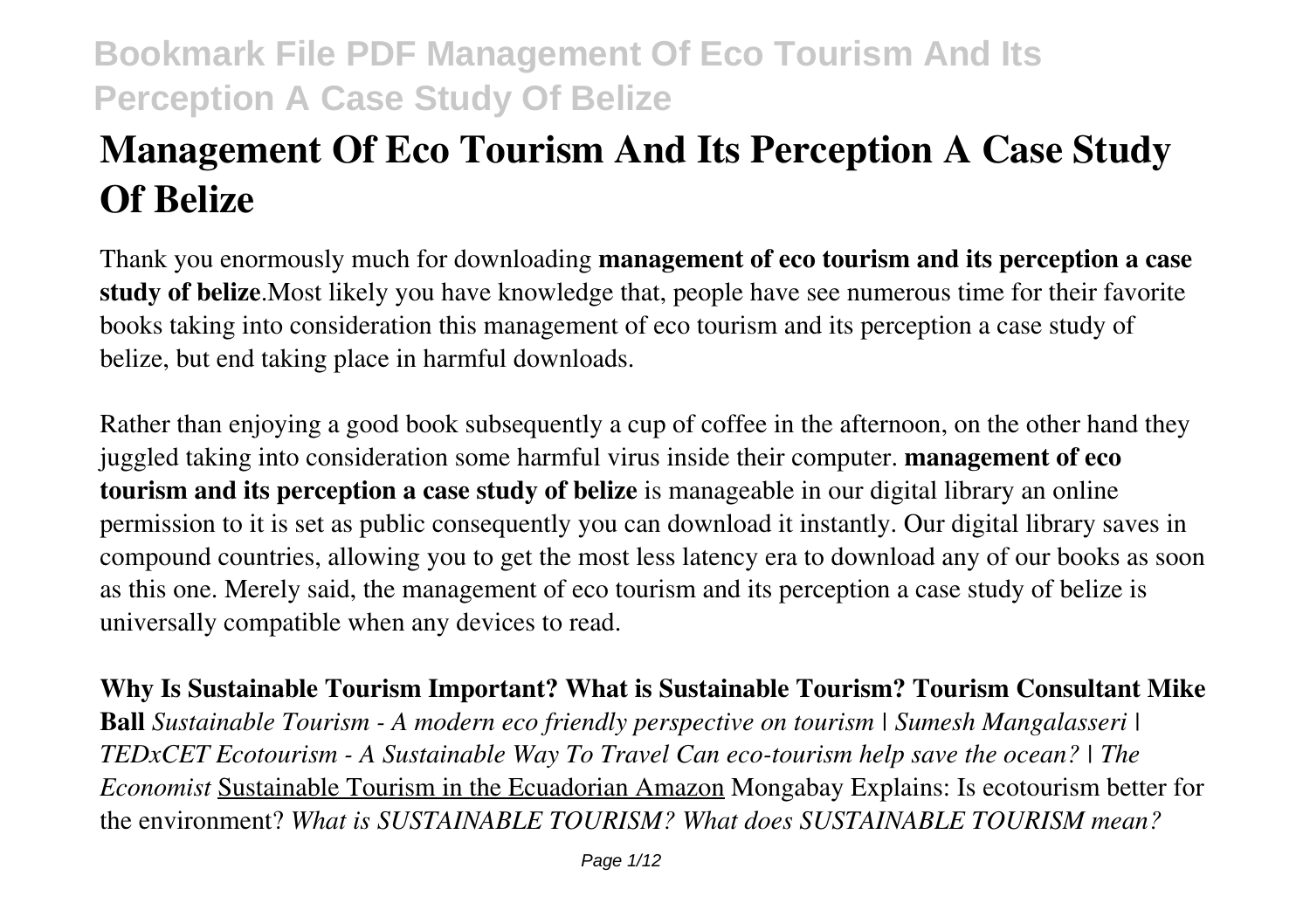# Management Of Eco Tourism And Its Perception A Case Study Of Belize

Thank you enormously much for downloading **management of eco tourism and its perception a case study of belize**.Most likely you have knowledge that, people have see numerous time for their favorite books taking into consideration this management of eco tourism and its perception a case study of belize, but end taking place in harmful downloads.

Rather than enjoying a good book subsequently a cup of coffee in the afternoon, on the other hand they juggled taking into consideration some harmful virus inside their computer. **management of eco tourism and its perception a case study of belize** is manageable in our digital library an online permission to it is set as public consequently you can download it instantly. Our digital library saves in compound countries, allowing you to get the most less latency era to download any of our books as soon as this one. Merely said, the management of eco tourism and its perception a case study of belize is universally compatible when any devices to read.

**Why Is Sustainable Tourism Important? What is Sustainable Tourism? Tourism Consultant Mike Ball** *Sustainable Tourism - A modern eco friendly perspective on tourism | Sumesh Mangalasseri | TEDxCET Ecotourism - A Sustainable Way To Travel Can eco-tourism help save the ocean? | The Economist* Sustainable Tourism in the Ecuadorian Amazon Mongabay Explains: Is ecotourism better for the environment? *What is SUSTAINABLE TOURISM? What does SUSTAINABLE TOURISM mean?*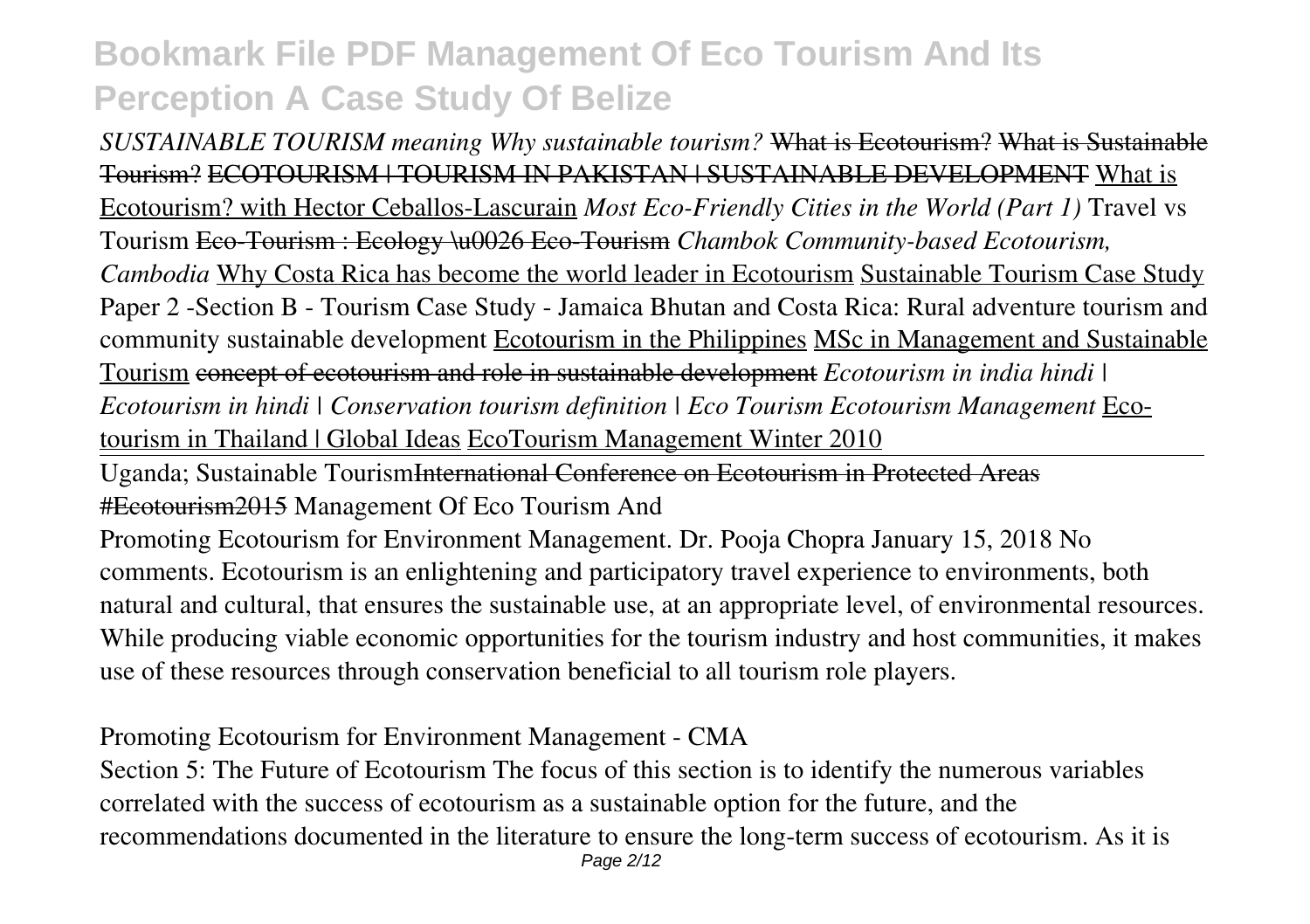*SUSTAINABLE TOURISM meaning Why sustainable tourism?* ~~What is Ecotourism?~~ ~~What is Sustainable Tourism?~~ ~~ECOTOURISM | TOURISM IN PAKISTAN | SUSTAINABLE DEVELOPMENT~~ What is Ecotourism? with Hector Ceballos-Lascurain *Most Eco-Friendly Cities in the World (Part 1)* Travel vs Tourism ~~Eco-Tourism : Ecology \u0026 Eco-Tourism~~ *Chambok Community-based Ecotourism, Cambodia* Why Costa Rica has become the world leader in Ecotourism Sustainable Tourism Case Study Paper 2 -Section B - Tourism Case Study - Jamaica Bhutan and Costa Rica: Rural adventure tourism and community sustainable development Ecotourism in the Philippines MSc in Management and Sustainable Tourism ~~concept of ecotourism and role in sustainable development~~ *Ecotourism in india hindi | Ecotourism in hindi | Conservation tourism definition | Eco Tourism Ecotourism Management* Eco-tourism in Thailand | Global Ideas EcoTourism Management Winter 2010

Uganda; Sustainable Tourism~~International Conference on Ecotourism in Protected Areas #Ecotourism2015~~ Management Of Eco Tourism And

Promoting Ecotourism for Environment Management. Dr. Pooja Chopra January 15, 2018 No comments. Ecotourism is an enlightening and participatory travel experience to environments, both natural and cultural, that ensures the sustainable use, at an appropriate level, of environmental resources. While producing viable economic opportunities for the tourism industry and host communities, it makes use of these resources through conservation beneficial to all tourism role players.

Promoting Ecotourism for Environment Management - CMA

Section 5: The Future of Ecotourism The focus of this section is to identify the numerous variables correlated with the success of ecotourism as a sustainable option for the future, and the recommendations documented in the literature to ensure the long-term success of ecotourism. As it is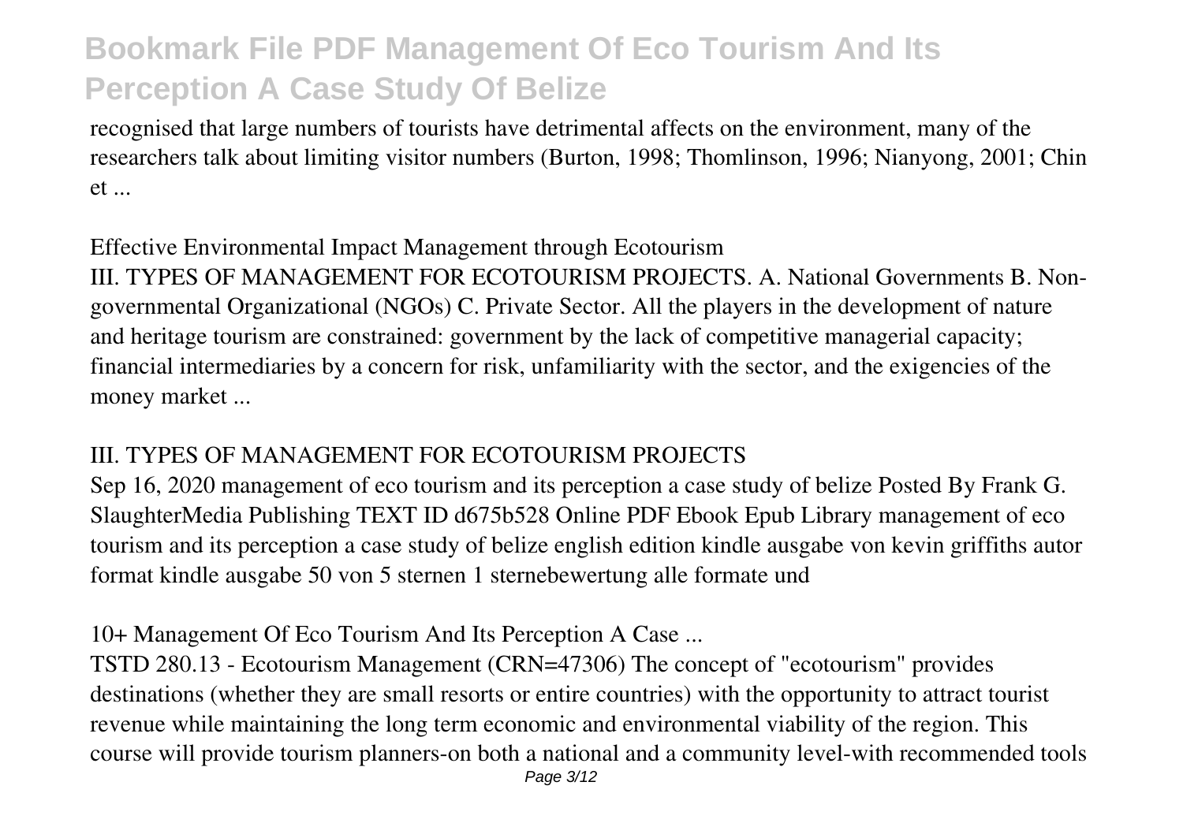recognised that large numbers of tourists have detrimental affects on the environment, many of the researchers talk about limiting visitor numbers (Burton, 1998; Thomlinson, 1996; Nianyong, 2001; Chin et ...

## Effective Environmental Impact Management through Ecotourism

III. TYPES OF MANAGEMENT FOR ECOTOURISM PROJECTS. A. National Governments B. Non-governmental Organizational (NGOs) C. Private Sector. All the players in the development of nature and heritage tourism are constrained: government by the lack of competitive managerial capacity; financial intermediaries by a concern for risk, unfamiliarity with the sector, and the exigencies of the money market ...

## III. TYPES OF MANAGEMENT FOR ECOTOURISM PROJECTS

Sep 16, 2020 management of eco tourism and its perception a case study of belize Posted By Frank G. SlaughterMedia Publishing TEXT ID d675b528 Online PDF Ebook Epub Library management of eco tourism and its perception a case study of belize english edition kindle ausgabe von kevin griffiths autor format kindle ausgabe 50 von 5 sternen 1 sternebewertung alle formate und

## 10+ Management Of Eco Tourism And Its Perception A Case ...

TSTD 280.13 - Ecotourism Management (CRN=47306) The concept of "ecotourism" provides destinations (whether they are small resorts or entire countries) with the opportunity to attract tourist revenue while maintaining the long term economic and environmental viability of the region. This course will provide tourism planners-on both a national and a community level-with recommended tools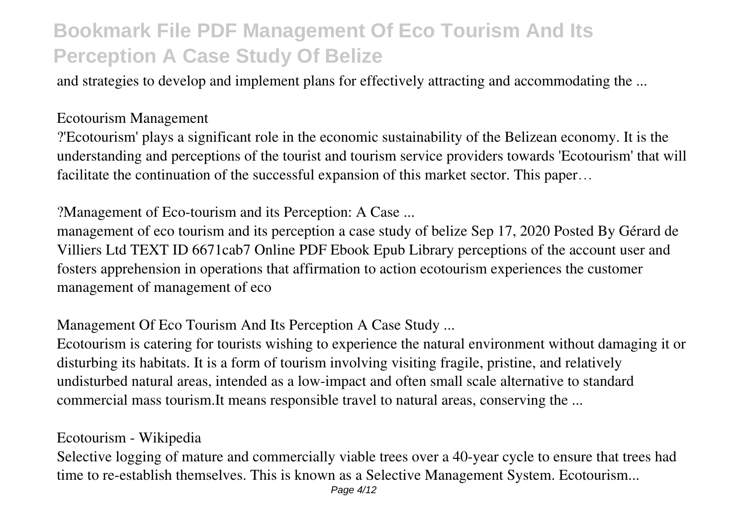and strategies to develop and implement plans for effectively attracting and accommodating the ...

Ecotourism Management

?'Ecotourism' plays a significant role in the economic sustainability of the Belizean economy. It is the understanding and perceptions of the tourist and tourism service providers towards 'Ecotourism' that will facilitate the continuation of the successful expansion of this market sector. This paper…

?Management of Eco-tourism and its Perception: A Case ...

management of eco tourism and its perception a case study of belize Sep 17, 2020 Posted By Gérard de Villiers Ltd TEXT ID 6671cab7 Online PDF Ebook Epub Library perceptions of the account user and fosters apprehension in operations that affirmation to action ecotourism experiences the customer management of management of eco

Management Of Eco Tourism And Its Perception A Case Study ...

Ecotourism is catering for tourists wishing to experience the natural environment without damaging it or disturbing its habitats. It is a form of tourism involving visiting fragile, pristine, and relatively undisturbed natural areas, intended as a low-impact and often small scale alternative to standard commercial mass tourism.It means responsible travel to natural areas, conserving the ...

Ecotourism - Wikipedia

Selective logging of mature and commercially viable trees over a 40-year cycle to ensure that trees had time to re-establish themselves. This is known as a Selective Management System. Ecotourism...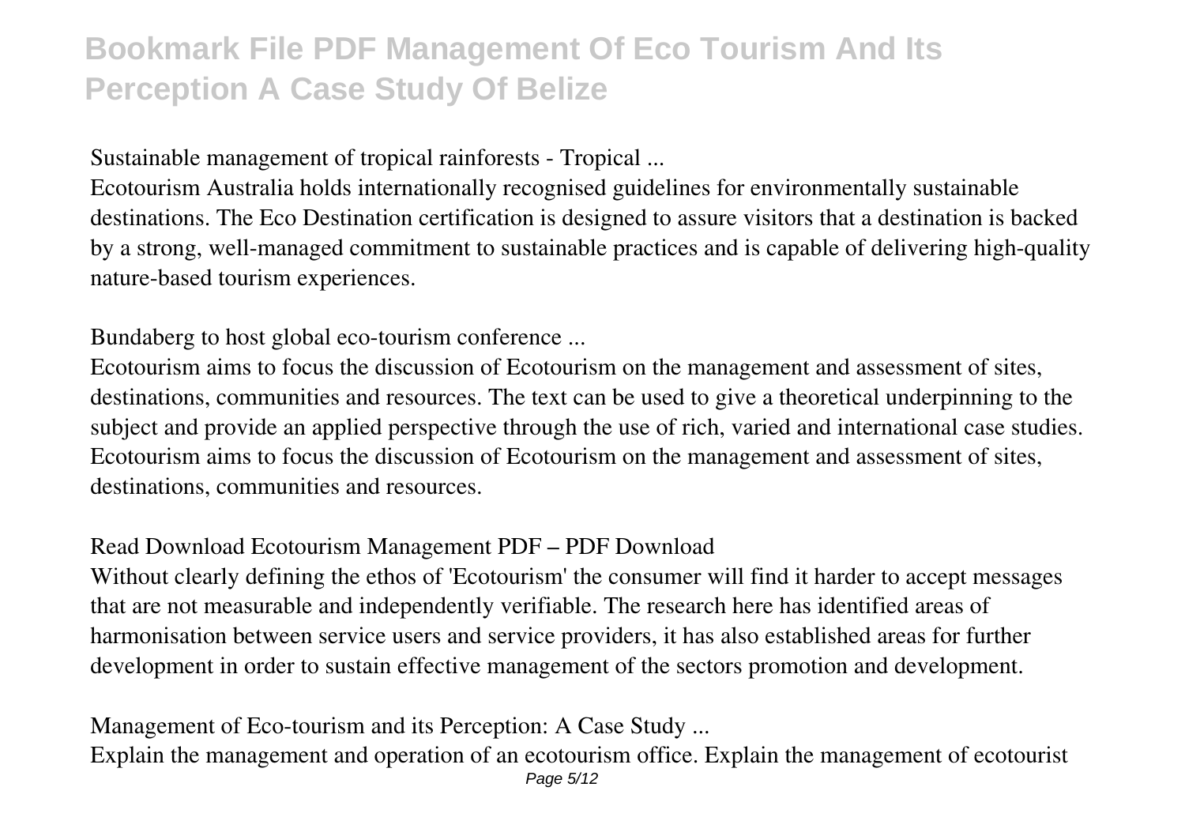Sustainable management of tropical rainforests - Tropical ...

Ecotourism Australia holds internationally recognised guidelines for environmentally sustainable destinations. The Eco Destination certification is designed to assure visitors that a destination is backed by a strong, well-managed commitment to sustainable practices and is capable of delivering high-quality nature-based tourism experiences.

Bundaberg to host global eco-tourism conference ...

Ecotourism aims to focus the discussion of Ecotourism on the management and assessment of sites, destinations, communities and resources. The text can be used to give a theoretical underpinning to the subject and provide an applied perspective through the use of rich, varied and international case studies. Ecotourism aims to focus the discussion of Ecotourism on the management and assessment of sites, destinations, communities and resources.

Read Download Ecotourism Management PDF – PDF Download

Without clearly defining the ethos of 'Ecotourism' the consumer will find it harder to accept messages that are not measurable and independently verifiable. The research here has identified areas of harmonisation between service users and service providers, it has also established areas for further development in order to sustain effective management of the sectors promotion and development.

Management of Eco-tourism and its Perception: A Case Study ...

Explain the management and operation of an ecotourism office. Explain the management of ecotourist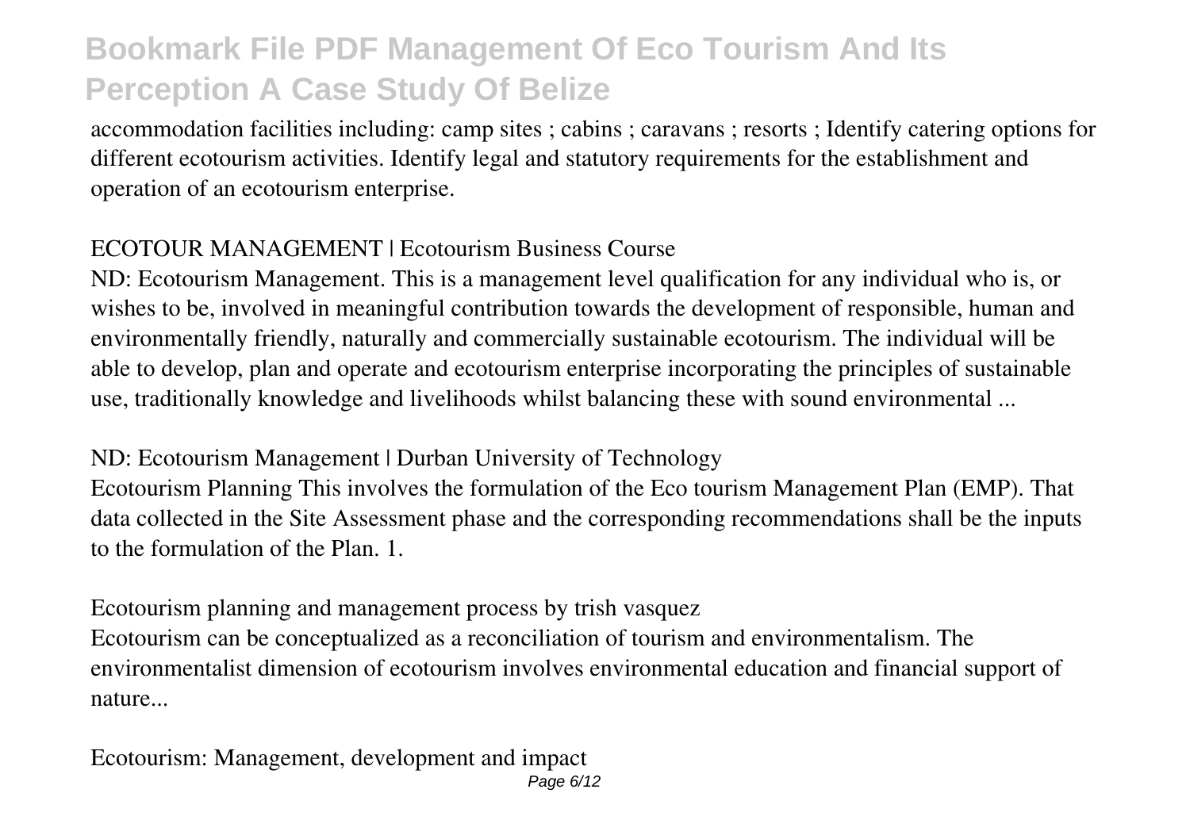accommodation facilities including: camp sites ; cabins ; caravans ; resorts ; Identify catering options for different ecotourism activities. Identify legal and statutory requirements for the establishment and operation of an ecotourism enterprise.

ECOTOUR MANAGEMENT | Ecotourism Business Course

ND: Ecotourism Management. This is a management level qualification for any individual who is, or wishes to be, involved in meaningful contribution towards the development of responsible, human and environmentally friendly, naturally and commercially sustainable ecotourism. The individual will be able to develop, plan and operate and ecotourism enterprise incorporating the principles of sustainable use, traditionally knowledge and livelihoods whilst balancing these with sound environmental ...

ND: Ecotourism Management | Durban University of Technology

Ecotourism Planning This involves the formulation of the Eco tourism Management Plan (EMP). That data collected in the Site Assessment phase and the corresponding recommendations shall be the inputs to the formulation of the Plan. 1.

Ecotourism planning and management process by trish vasquez

Ecotourism can be conceptualized as a reconciliation of tourism and environmentalism. The environmentalist dimension of ecotourism involves environmental education and financial support of nature...

Ecotourism: Management, development and impact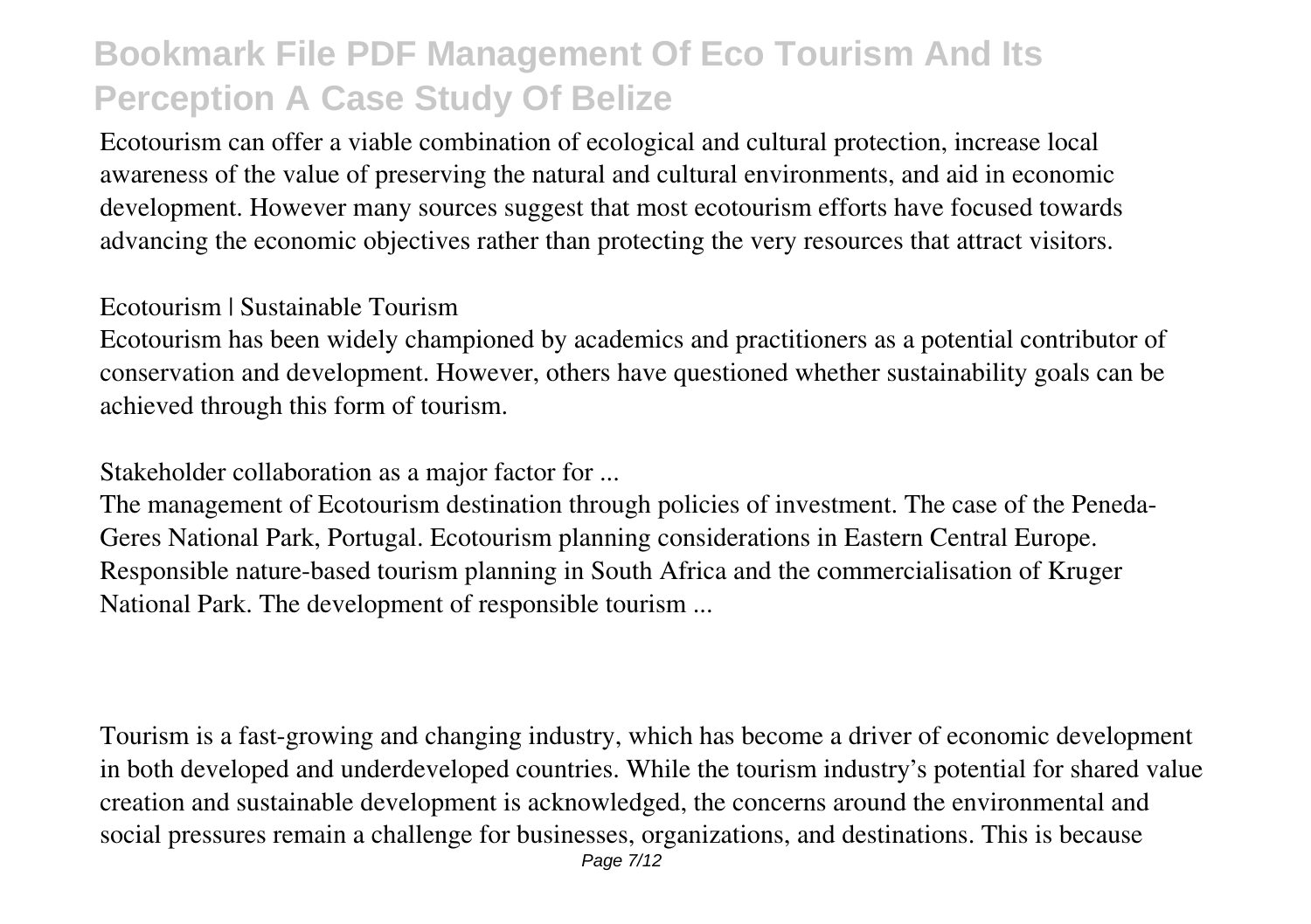Ecotourism can offer a viable combination of ecological and cultural protection, increase local awareness of the value of preserving the natural and cultural environments, and aid in economic development. However many sources suggest that most ecotourism efforts have focused towards advancing the economic objectives rather than protecting the very resources that attract visitors.

Ecotourism | Sustainable Tourism

Ecotourism has been widely championed by academics and practitioners as a potential contributor of conservation and development. However, others have questioned whether sustainability goals can be achieved through this form of tourism.

Stakeholder collaboration as a major factor for ...

The management of Ecotourism destination through policies of investment. The case of the Peneda-Geres National Park, Portugal. Ecotourism planning considerations in Eastern Central Europe. Responsible nature-based tourism planning in South Africa and the commercialisation of Kruger National Park. The development of responsible tourism ...

Tourism is a fast-growing and changing industry, which has become a driver of economic development in both developed and underdeveloped countries. While the tourism industry's potential for shared value creation and sustainable development is acknowledged, the concerns around the environmental and social pressures remain a challenge for businesses, organizations, and destinations. This is because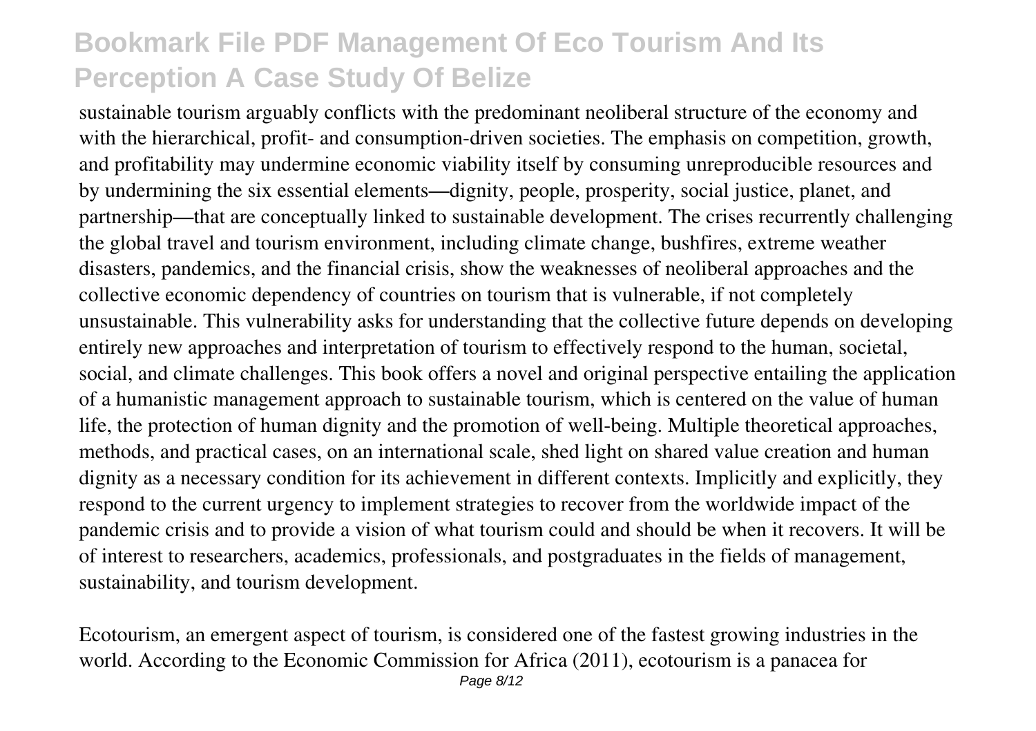sustainable tourism arguably conflicts with the predominant neoliberal structure of the economy and with the hierarchical, profit- and consumption-driven societies. The emphasis on competition, growth, and profitability may undermine economic viability itself by consuming unreproducible resources and by undermining the six essential elements—dignity, people, prosperity, social justice, planet, and partnership—that are conceptually linked to sustainable development. The crises recurrently challenging the global travel and tourism environment, including climate change, bushfires, extreme weather disasters, pandemics, and the financial crisis, show the weaknesses of neoliberal approaches and the collective economic dependency of countries on tourism that is vulnerable, if not completely unsustainable. This vulnerability asks for understanding that the collective future depends on developing entirely new approaches and interpretation of tourism to effectively respond to the human, societal, social, and climate challenges. This book offers a novel and original perspective entailing the application of a humanistic management approach to sustainable tourism, which is centered on the value of human life, the protection of human dignity and the promotion of well-being. Multiple theoretical approaches, methods, and practical cases, on an international scale, shed light on shared value creation and human dignity as a necessary condition for its achievement in different contexts. Implicitly and explicitly, they respond to the current urgency to implement strategies to recover from the worldwide impact of the pandemic crisis and to provide a vision of what tourism could and should be when it recovers. It will be of interest to researchers, academics, professionals, and postgraduates in the fields of management, sustainability, and tourism development.

Ecotourism, an emergent aspect of tourism, is considered one of the fastest growing industries in the world. According to the Economic Commission for Africa (2011), ecotourism is a panacea for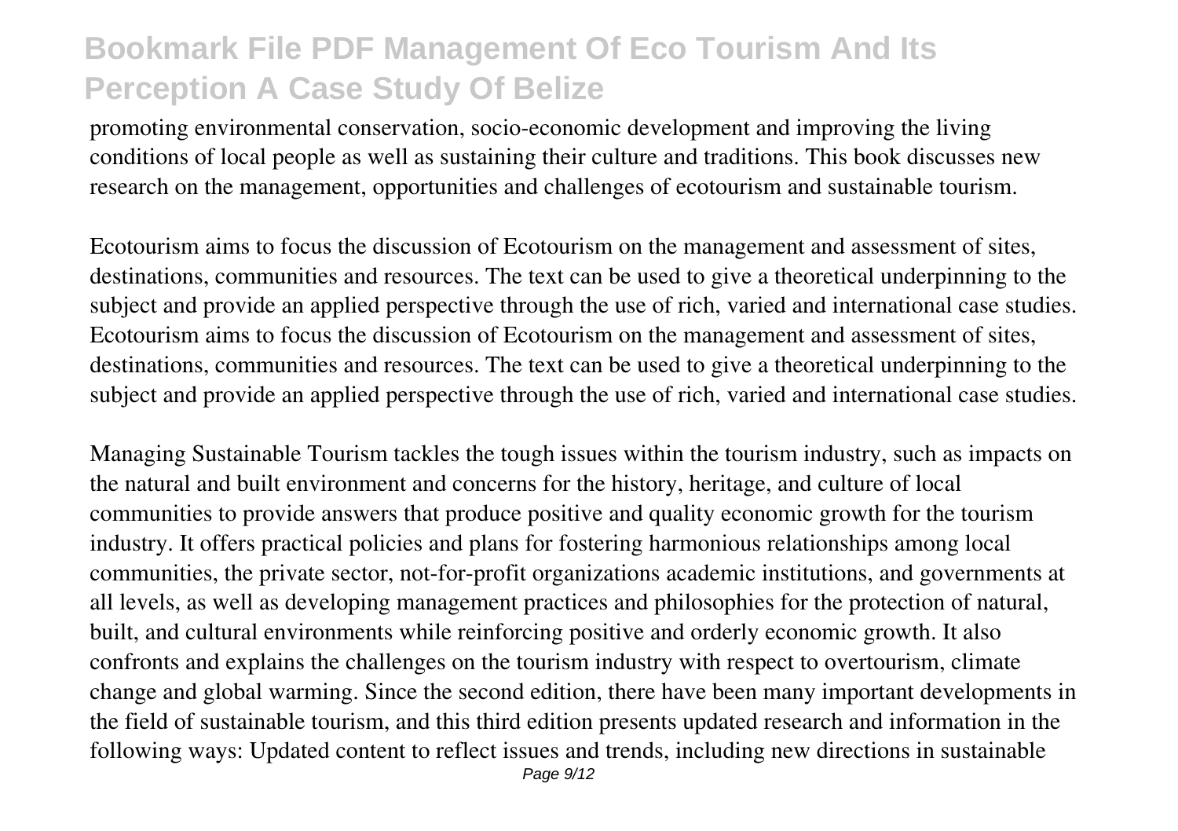promoting environmental conservation, socio-economic development and improving the living conditions of local people as well as sustaining their culture and traditions. This book discusses new research on the management, opportunities and challenges of ecotourism and sustainable tourism.

Ecotourism aims to focus the discussion of Ecotourism on the management and assessment of sites, destinations, communities and resources. The text can be used to give a theoretical underpinning to the subject and provide an applied perspective through the use of rich, varied and international case studies. Ecotourism aims to focus the discussion of Ecotourism on the management and assessment of sites, destinations, communities and resources. The text can be used to give a theoretical underpinning to the subject and provide an applied perspective through the use of rich, varied and international case studies.

Managing Sustainable Tourism tackles the tough issues within the tourism industry, such as impacts on the natural and built environment and concerns for the history, heritage, and culture of local communities to provide answers that produce positive and quality economic growth for the tourism industry. It offers practical policies and plans for fostering harmonious relationships among local communities, the private sector, not-for-profit organizations academic institutions, and governments at all levels, as well as developing management practices and philosophies for the protection of natural, built, and cultural environments while reinforcing positive and orderly economic growth. It also confronts and explains the challenges on the tourism industry with respect to overtourism, climate change and global warming. Since the second edition, there have been many important developments in the field of sustainable tourism, and this third edition presents updated research and information in the following ways: Updated content to reflect issues and trends, including new directions in sustainable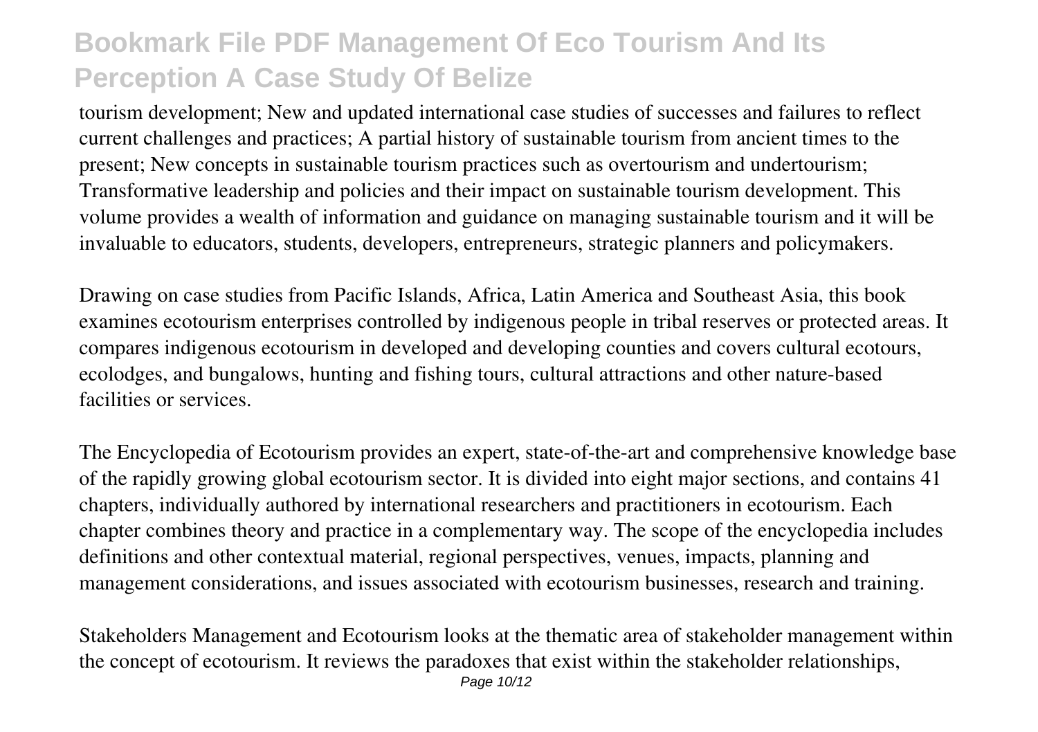tourism development; New and updated international case studies of successes and failures to reflect current challenges and practices; A partial history of sustainable tourism from ancient times to the present; New concepts in sustainable tourism practices such as overtourism and undertourism; Transformative leadership and policies and their impact on sustainable tourism development. This volume provides a wealth of information and guidance on managing sustainable tourism and it will be invaluable to educators, students, developers, entrepreneurs, strategic planners and policymakers.

Drawing on case studies from Pacific Islands, Africa, Latin America and Southeast Asia, this book examines ecotourism enterprises controlled by indigenous people in tribal reserves or protected areas. It compares indigenous ecotourism in developed and developing counties and covers cultural ecotours, ecolodges, and bungalows, hunting and fishing tours, cultural attractions and other nature-based facilities or services.

The Encyclopedia of Ecotourism provides an expert, state-of-the-art and comprehensive knowledge base of the rapidly growing global ecotourism sector. It is divided into eight major sections, and contains 41 chapters, individually authored by international researchers and practitioners in ecotourism. Each chapter combines theory and practice in a complementary way. The scope of the encyclopedia includes definitions and other contextual material, regional perspectives, venues, impacts, planning and management considerations, and issues associated with ecotourism businesses, research and training.

Stakeholders Management and Ecotourism looks at the thematic area of stakeholder management within the concept of ecotourism. It reviews the paradoxes that exist within the stakeholder relationships,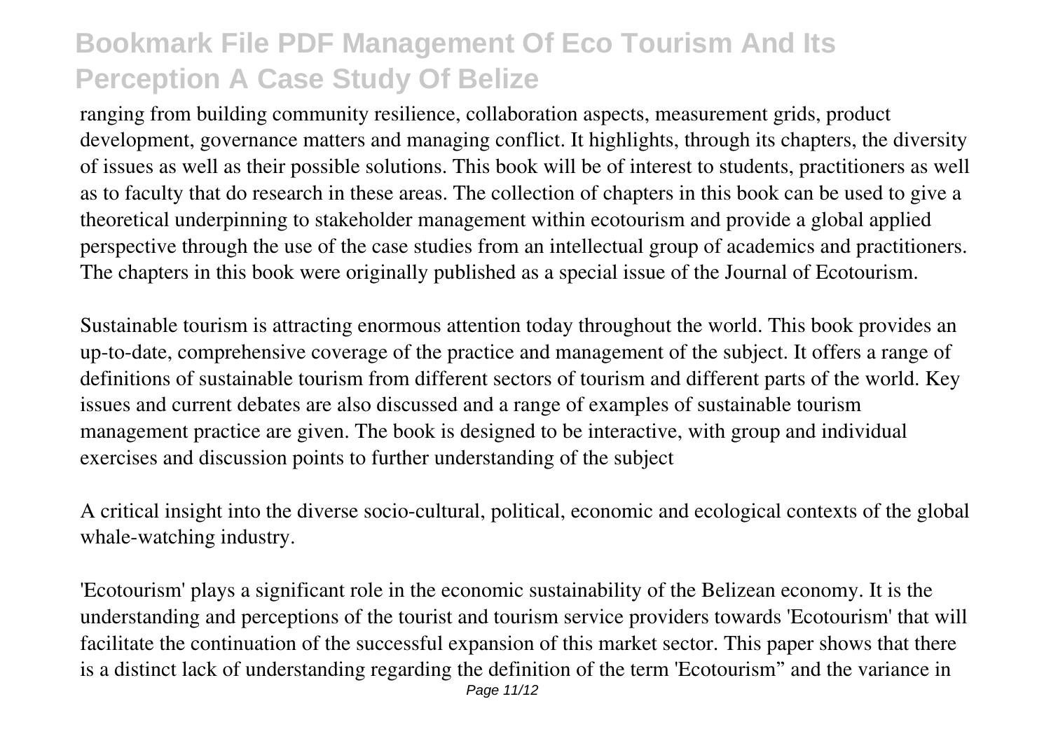ranging from building community resilience, collaboration aspects, measurement grids, product development, governance matters and managing conflict. It highlights, through its chapters, the diversity of issues as well as their possible solutions. This book will be of interest to students, practitioners as well as to faculty that do research in these areas. The collection of chapters in this book can be used to give a theoretical underpinning to stakeholder management within ecotourism and provide a global applied perspective through the use of the case studies from an intellectual group of academics and practitioners. The chapters in this book were originally published as a special issue of the Journal of Ecotourism.

Sustainable tourism is attracting enormous attention today throughout the world. This book provides an up-to-date, comprehensive coverage of the practice and management of the subject. It offers a range of definitions of sustainable tourism from different sectors of tourism and different parts of the world. Key issues and current debates are also discussed and a range of examples of sustainable tourism management practice are given. The book is designed to be interactive, with group and individual exercises and discussion points to further understanding of the subject

A critical insight into the diverse socio-cultural, political, economic and ecological contexts of the global whale-watching industry.

'Ecotourism' plays a significant role in the economic sustainability of the Belizean economy. It is the understanding and perceptions of the tourist and tourism service providers towards 'Ecotourism' that will facilitate the continuation of the successful expansion of this market sector. This paper shows that there is a distinct lack of understanding regarding the definition of the term 'Ecotourism” and the variance in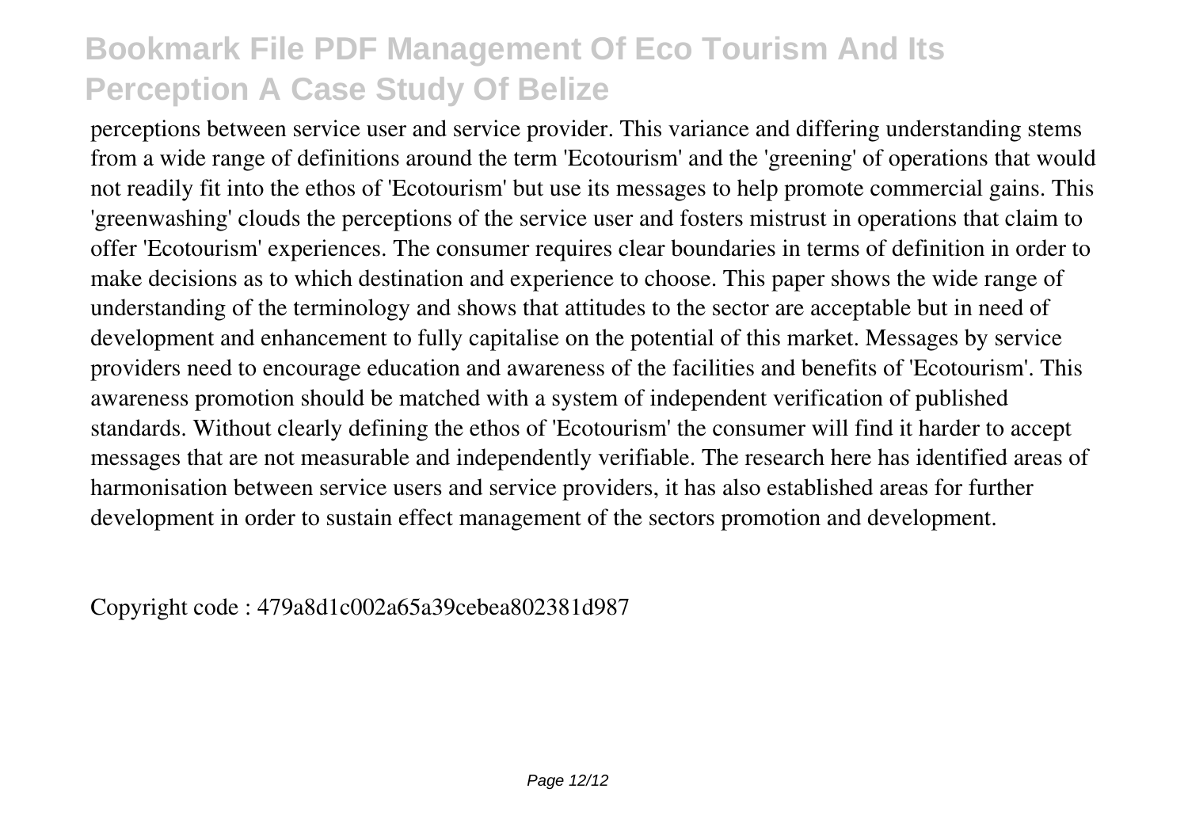perceptions between service user and service provider. This variance and differing understanding stems from a wide range of definitions around the term 'Ecotourism' and the 'greening' of operations that would not readily fit into the ethos of 'Ecotourism' but use its messages to help promote commercial gains. This 'greenwashing' clouds the perceptions of the service user and fosters mistrust in operations that claim to offer 'Ecotourism' experiences. The consumer requires clear boundaries in terms of definition in order to make decisions as to which destination and experience to choose. This paper shows the wide range of understanding of the terminology and shows that attitudes to the sector are acceptable but in need of development and enhancement to fully capitalise on the potential of this market. Messages by service providers need to encourage education and awareness of the facilities and benefits of 'Ecotourism'. This awareness promotion should be matched with a system of independent verification of published standards. Without clearly defining the ethos of 'Ecotourism' the consumer will find it harder to accept messages that are not measurable and independently verifiable. The research here has identified areas of harmonisation between service users and service providers, it has also established areas for further development in order to sustain effect management of the sectors promotion and development.

Copyright code : 479a8d1c002a65a39cebea802381d987